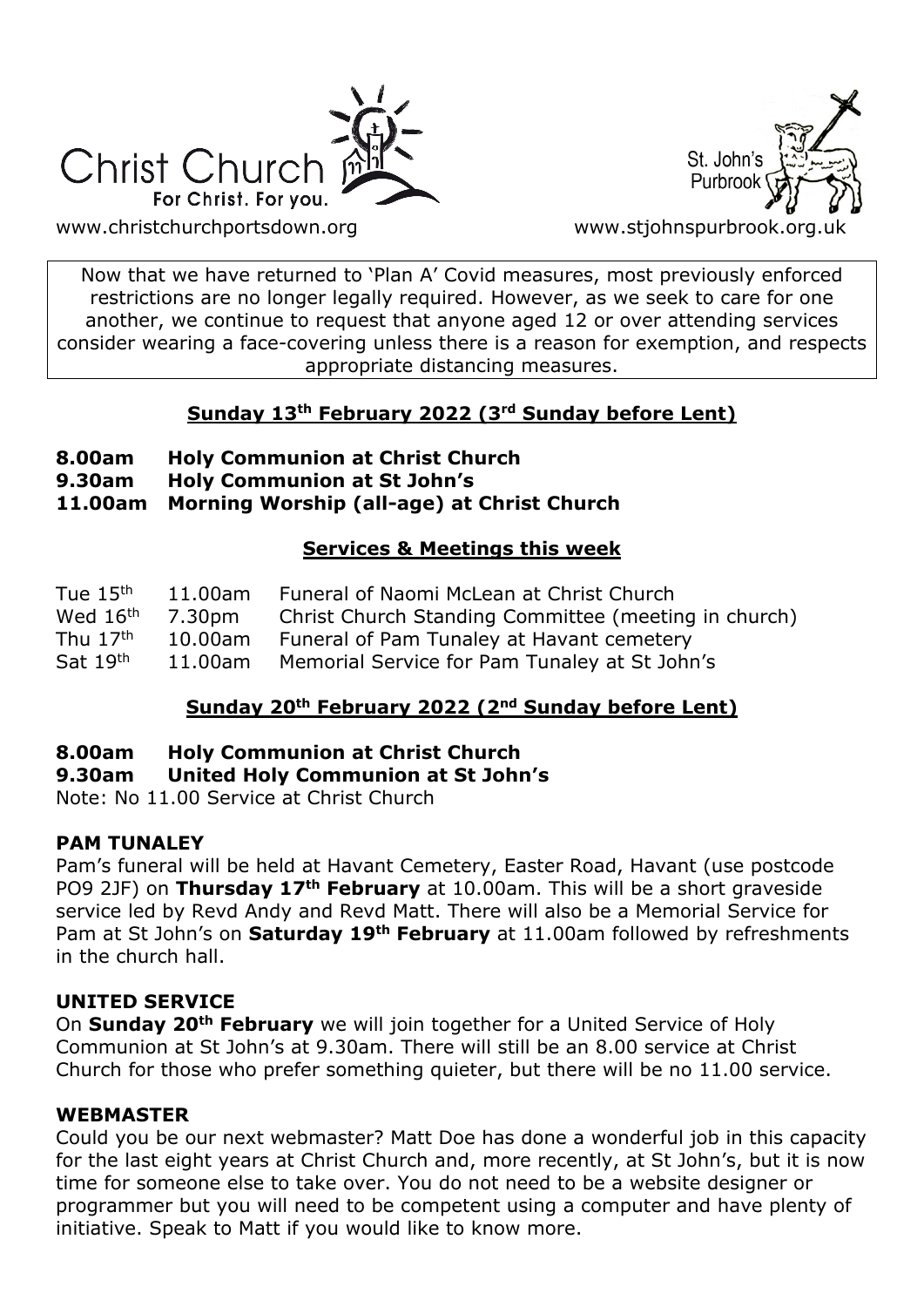Christ Church
For Christ. For you.

www.christchurchportsdown.org

St. John's Purbrook

www.stjohnspurbrook.org.uk

Now that we have returned to 'Plan A' Covid measures, most previously enforced restrictions are no longer legally required. However, as we seek to care for one another, we continue to request that anyone aged 12 or over attending services consider wearing a face-covering unless there is a reason for exemption, and respects appropriate distancing measures.

## Sunday 13th February 2022 (3rd Sunday before Lent)

**8.00am Holy Communion at Christ Church**
**9.30am Holy Communion at St John's**
**11.00am Morning Worship (all-age) at Christ Church**

## Services & Meetings this week

| | | |
|---|---|---|
| Tue 15th | 11.00am | Funeral of Naomi McLean at Christ Church |
| Wed 16th | 7.30pm | Christ Church Standing Committee (meeting in church) |
| Thu 17th | 10.00am | Funeral of Pam Tunaley at Havant cemetery |
| Sat 19th | 11.00am | Memorial Service for Pam Tunaley at St John's |

## Sunday 20th February 2022 (2nd Sunday before Lent)

**8.00am Holy Communion at Christ Church**
**9.30am United Holy Communion at St John's**

Note: No 11.00 Service at Christ Church

### PAM TUNALEY

Pam's funeral will be held at Havant Cemetery, Easter Road, Havant (use postcode PO9 2JF) on **Thursday 17th February** at 10.00am. This will be a short graveside service led by Revd Andy and Revd Matt. There will also be a Memorial Service for Pam at St John's on **Saturday 19th February** at 11.00am followed by refreshments in the church hall.

### UNITED SERVICE

On **Sunday 20th February** we will join together for a United Service of Holy Communion at St John's at 9.30am. There will still be an 8.00 service at Christ Church for those who prefer something quieter, but there will be no 11.00 service.

### WEBMASTER

Could you be our next webmaster? Matt Doe has done a wonderful job in this capacity for the last eight years at Christ Church and, more recently, at St John's, but it is now time for someone else to take over. You do not need to be a website designer or programmer but you will need to be competent using a computer and have plenty of initiative. Speak to Matt if you would like to know more.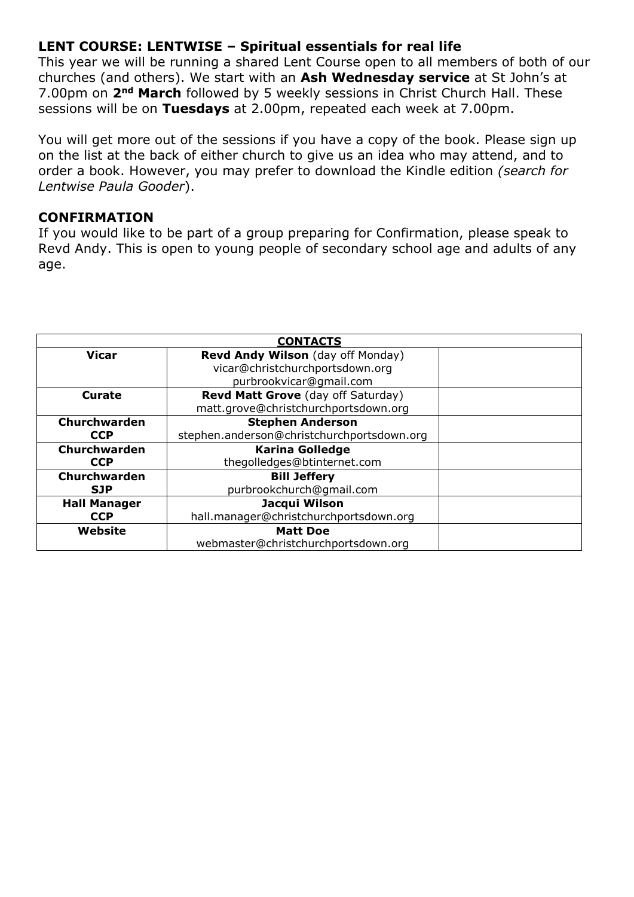## LENT COURSE: LENTWISE – Spiritual essentials for real life

This year we will be running a shared Lent Course open to all members of both of our churches (and others). We start with an **Ash Wednesday service** at St John's at 7.00pm on **2nd March** followed by 5 weekly sessions in Christ Church Hall. These sessions will be on **Tuesdays** at 2.00pm, repeated each week at 7.00pm.

You will get more out of the sessions if you have a copy of the book. Please sign up on the list at the back of either church to give us an idea who may attend, and to order a book. However, you may prefer to download the Kindle edition *(search for Lentwise Paula Gooder*).

## CONFIRMATION

If you would like to be part of a group preparing for Confirmation, please speak to Revd Andy. This is open to young people of secondary school age and adults of any age.

| CONTACTS | | |
|---|---|---|
| **Vicar** | **Revd Andy Wilson** (day off Monday)<br>vicar@christchurchportsdown.org<br>purbrookvicar@gmail.com | |
| **Curate** | **Revd Matt Grove** (day off Saturday)<br>matt.grove@christchurchportsdown.org | |
| **Churchwarden CCP** | **Stephen Anderson**<br>stephen.anderson@christchurchportsdown.org | |
| **Churchwarden CCP** | **Karina Golledge**<br>thegolledges@btinternet.com | |
| **Churchwarden SJP** | **Bill Jeffery**<br>purbrookchurch@gmail.com | |
| **Hall Manager CCP** | **Jacqui Wilson**<br>hall.manager@christchurchportsdown.org | |
| **Website** | **Matt Doe**<br>webmaster@christchurchportsdown.org | |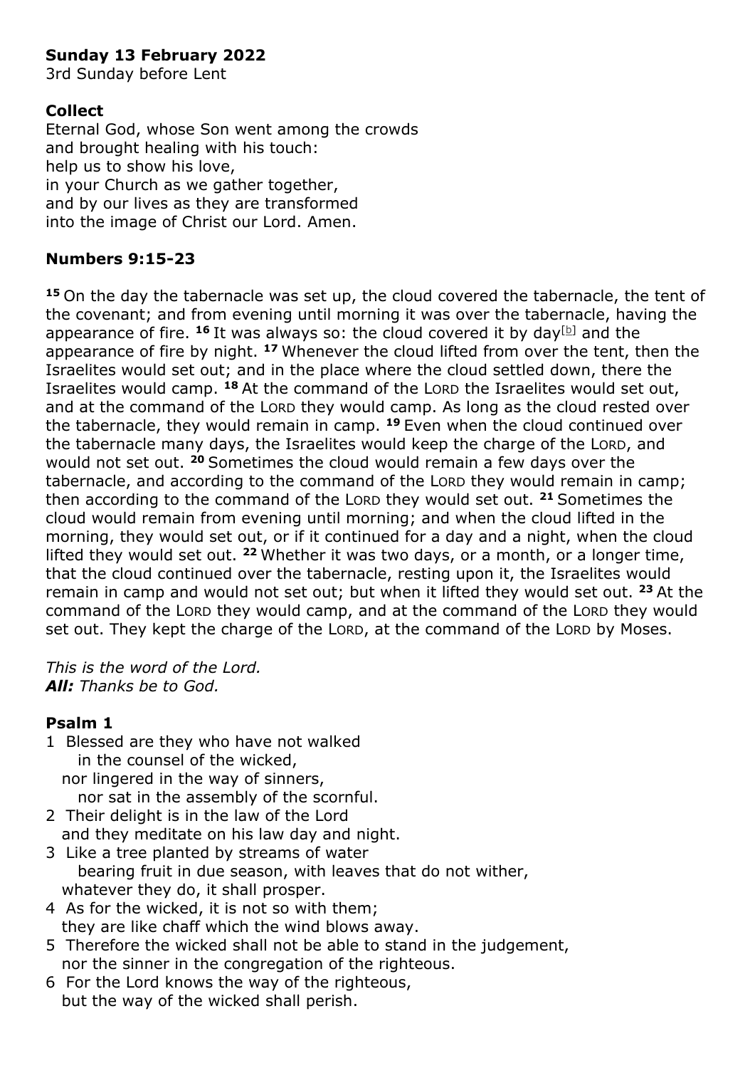**Sunday 13 February 2022**
3rd Sunday before Lent

**Collect**
Eternal God, whose Son went among the crowds
and brought healing with his touch:
help us to show his love,
in your Church as we gather together,
and by our lives as they are transformed
into the image of Christ our Lord. Amen.

**Numbers 9:15-23**

**15** On the day the tabernacle was set up, the cloud covered the tabernacle, the tent of the covenant; and from evening until morning it was over the tabernacle, having the appearance of fire. **16** It was always so: the cloud covered it by day[b] and the appearance of fire by night. **17** Whenever the cloud lifted from over the tent, then the Israelites would set out; and in the place where the cloud settled down, there the Israelites would camp. **18** At the command of the LORD the Israelites would set out, and at the command of the LORD they would camp. As long as the cloud rested over the tabernacle, they would remain in camp. **19** Even when the cloud continued over the tabernacle many days, the Israelites would keep the charge of the LORD, and would not set out. **20** Sometimes the cloud would remain a few days over the tabernacle, and according to the command of the LORD they would remain in camp; then according to the command of the LORD they would set out. **21** Sometimes the cloud would remain from evening until morning; and when the cloud lifted in the morning, they would set out, or if it continued for a day and a night, when the cloud lifted they would set out. **22** Whether it was two days, or a month, or a longer time, that the cloud continued over the tabernacle, resting upon it, the Israelites would remain in camp and would not set out; but when it lifted they would set out. **23** At the command of the LORD they would camp, and at the command of the LORD they would set out. They kept the charge of the LORD, at the command of the LORD by Moses.

*This is the word of the Lord.*
***All:*** *Thanks be to God.*

**Psalm 1**

1 Blessed are they who have not walked
  in the counsel of the wicked,
 nor lingered in the way of sinners,
  nor sat in the assembly of the scornful.
2 Their delight is in the law of the Lord
 and they meditate on his law day and night.
3 Like a tree planted by streams of water
  bearing fruit in due season, with leaves that do not wither,
 whatever they do, it shall prosper.
4 As for the wicked, it is not so with them;
 they are like chaff which the wind blows away.
5 Therefore the wicked shall not be able to stand in the judgement,
 nor the sinner in the congregation of the righteous.
6 For the Lord knows the way of the righteous,
 but the way of the wicked shall perish.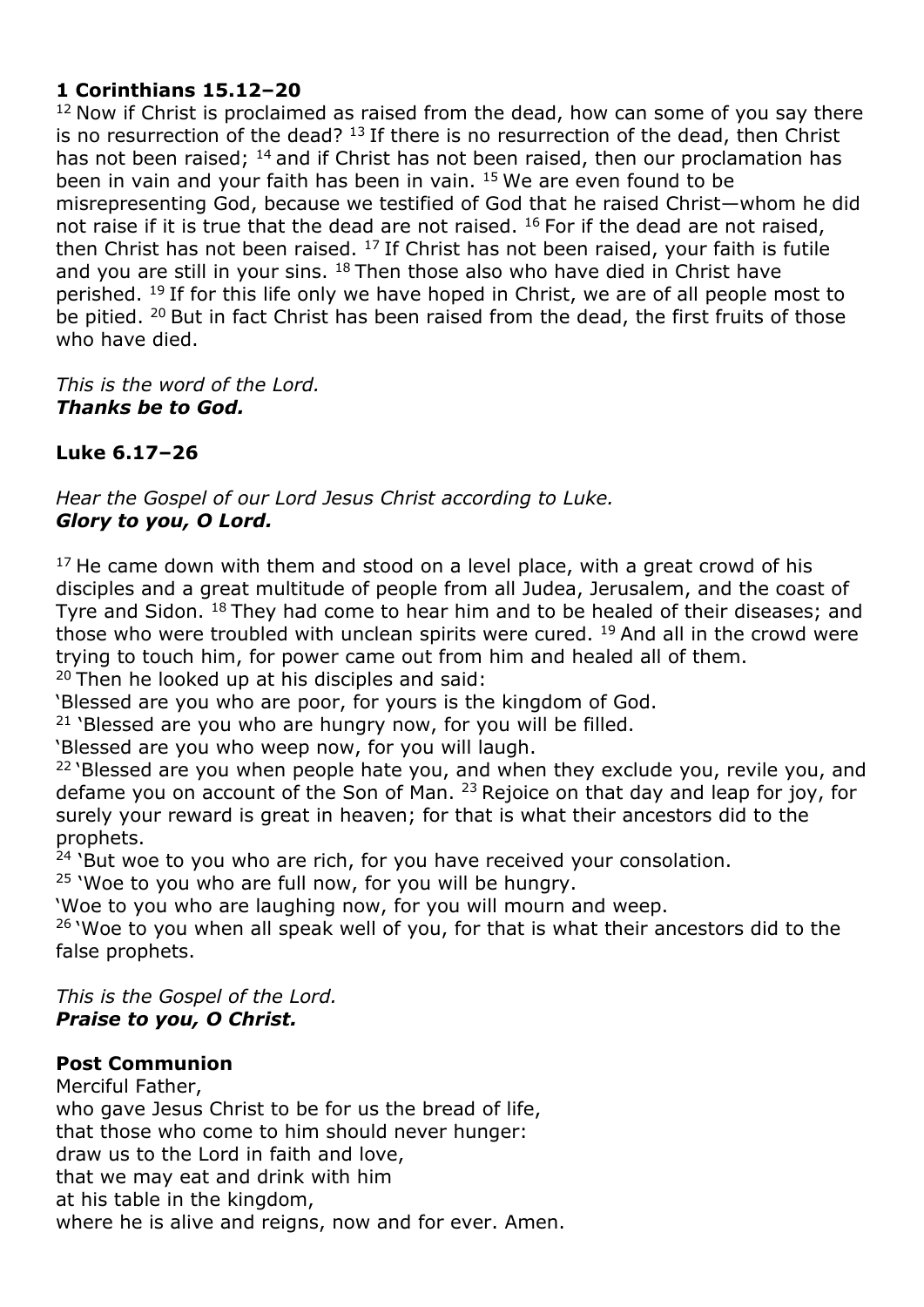**1 Corinthians 15.12–20**

[12] Now if Christ is proclaimed as raised from the dead, how can some of you say there is no resurrection of the dead? [13] If there is no resurrection of the dead, then Christ has not been raised; [14] and if Christ has not been raised, then our proclamation has been in vain and your faith has been in vain. [15] We are even found to be misrepresenting God, because we testified of God that he raised Christ—whom he did not raise if it is true that the dead are not raised. [16] For if the dead are not raised, then Christ has not been raised. [17] If Christ has not been raised, your faith is futile and you are still in your sins. [18] Then those also who have died in Christ have perished. [19] If for this life only we have hoped in Christ, we are of all people most to be pitied. [20] But in fact Christ has been raised from the dead, the first fruits of those who have died.

*This is the word of the Lord.*
***Thanks be to God.***

**Luke 6.17–26**

*Hear the Gospel of our Lord Jesus Christ according to Luke.*
***Glory to you, O Lord.***

[17] He came down with them and stood on a level place, with a great crowd of his disciples and a great multitude of people from all Judea, Jerusalem, and the coast of Tyre and Sidon. [18] They had come to hear him and to be healed of their diseases; and those who were troubled with unclean spirits were cured. [19] And all in the crowd were trying to touch him, for power came out from him and healed all of them.
[20] Then he looked up at his disciples and said:
'Blessed are you who are poor, for yours is the kingdom of God.
[21] 'Blessed are you who are hungry now, for you will be filled.
'Blessed are you who weep now, for you will laugh.
[22] 'Blessed are you when people hate you, and when they exclude you, revile you, and defame you on account of the Son of Man. [23] Rejoice on that day and leap for joy, for surely your reward is great in heaven; for that is what their ancestors did to the prophets.
[24] 'But woe to you who are rich, for you have received your consolation.
[25] 'Woe to you who are full now, for you will be hungry.
'Woe to you who are laughing now, for you will mourn and weep.
[26] 'Woe to you when all speak well of you, for that is what their ancestors did to the false prophets.

*This is the Gospel of the Lord.*
***Praise to you, O Christ.***

**Post Communion**

Merciful Father,
who gave Jesus Christ to be for us the bread of life,
that those who come to him should never hunger:
draw us to the Lord in faith and love,
that we may eat and drink with him
at his table in the kingdom,
where he is alive and reigns, now and for ever. Amen.